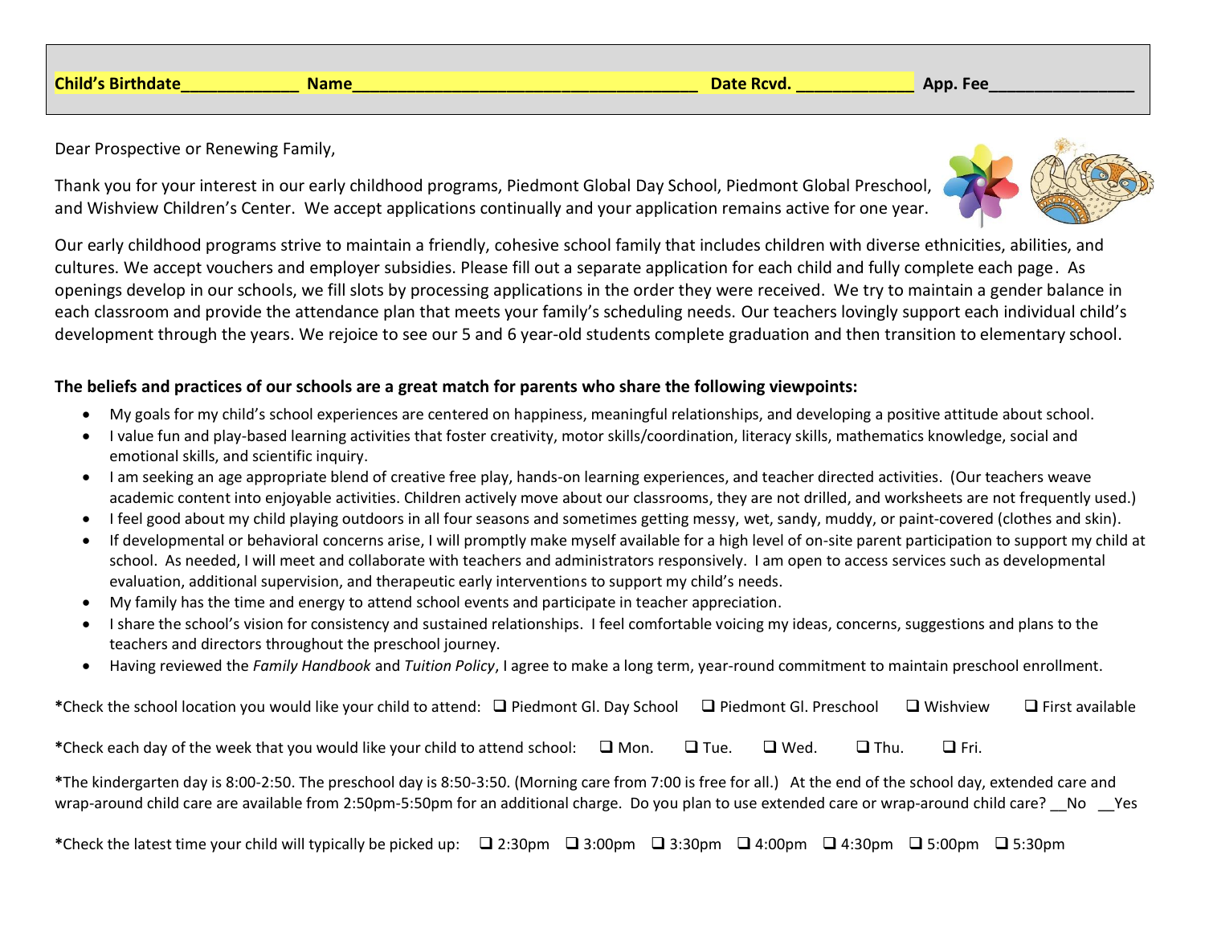**Child's Birthdate\_\_\_\_\_\_\_\_\_\_\_\_\_ Name\_\_\_\_\_\_\_\_\_\_\_\_\_\_\_\_\_\_\_\_\_\_\_\_\_\_\_\_\_\_\_\_\_\_\_\_\_\_ Date Rcvd. \_\_\_\_\_\_\_\_\_\_\_\_\_ App. Fee\_\_\_\_\_\_\_\_\_\_\_\_\_\_\_\_**

Dear Prospective or Renewing Family,

Thank you for your interest in our early childhood programs, Piedmont Global Day School, Piedmont Global Preschool, and Wishview Children's Center. We accept applications continually and your application remains active for one year.

Our early childhood programs strive to maintain a friendly, cohesive school family that includes children with diverse ethnicities, abilities, and cultures. We accept vouchers and employer subsidies. Please fill out a separate application for each child and fully complete each page. As openings develop in our schools, we fill slots by processing applications in the order they were received. We try to maintain a gender balance in each classroom and provide the attendance plan that meets your family's scheduling needs. Our teachers lovingly support each individual child's development through the years. We rejoice to see our 5 and 6 year-old students complete graduation and then transition to elementary school.

**The beliefs and practices of our schools are a great match for parents who share the following viewpoints:**

- My goals for my child's school experiences are centered on happiness, meaningful relationships, and developing a positive attitude about school.
- I value fun and play-based learning activities that foster creativity, motor skills/coordination, literacy skills, mathematics knowledge, social and emotional skills, and scientific inquiry.
- I am seeking an age appropriate blend of creative free play, hands-on learning experiences, and teacher directed activities. (Our teachers weave academic content into enjoyable activities. Children actively move about our classrooms, they are not drilled, and worksheets are not frequently used.)
- I feel good about my child playing outdoors in all four seasons and sometimes getting messy, wet, sandy, muddy, or paint-covered (clothes and skin).
- If developmental or behavioral concerns arise, I will promptly make myself available for a high level of on-site parent participation to support my child at school. As needed, I will meet and collaborate with teachers and administrators responsively. I am open to access services such as developmental evaluation, additional supervision, and therapeutic early interventions to support my child's needs.
- My family has the time and energy to attend school events and participate in teacher appreciation.
- I share the school's vision for consistency and sustained relationships. I feel comfortable voicing my ideas, concerns, suggestions and plans to the teachers and directors throughout the preschool journey.
- Having reviewed the *Family Handbook* and *Tuition Policy*, I agree to make a long term, year-round commitment to maintain preschool enrollment.

**\***Check the school location you would like your child to attend: ☐ Piedmont Gl. Day School ☐ Piedmont Gl. Preschool ☐ Wishview ☐ First available

**\***Check each day of the week that you would like your child to attend school: ☐ Mon. ☐ Tue. ☐ Wed. ☐ Thu. ☐ Fri.

**\***The kindergarten day is 8:00-2:50. The preschool day is 8:50-3:50. (Morning care from 7:00 is free for all.) At the end of the school day, extended care and wrap-around child care are available from 2:50pm-5:50pm for an additional charge. Do you plan to use extended care or wrap-around child care? \_\_No \_\_Yes

**\***Check the latest time your child will typically be picked up: ☐ 2:30pm ☐ 3:00pm ☐ 3:30pm ☐ 4:00pm ☐ 4:30pm ☐ 5:00pm ☐ 5:30pm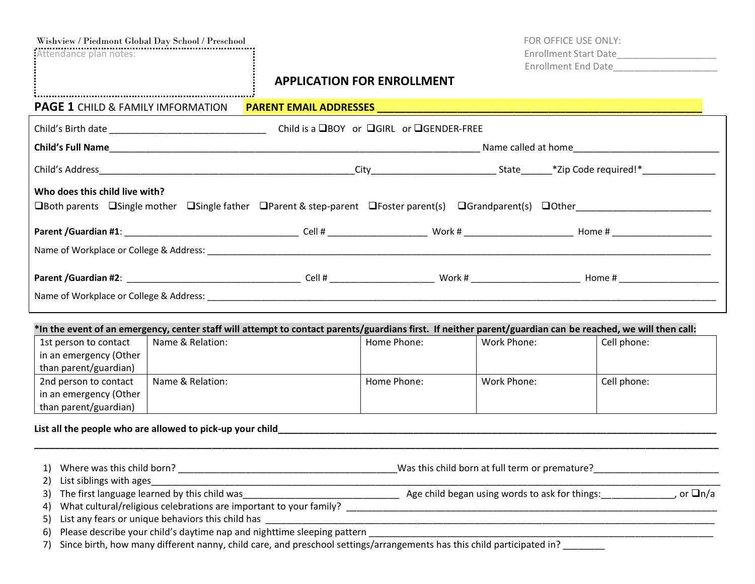Wishview / Piedmont Global Day School / Preschool

Attendance plan notes:

FOR OFFICE USE ONLY:
Enrollment Start Date___________________
Enrollment End Date____________________

# APPLICATION FOR ENROLLMENT

**PAGE 1** CHILD & FAMILY IMFORMATION **PARENT EMAIL ADDRESSES** ________________________________________________________

Child's Birth date ______________________________ Child is a ❑BOY or ❑GIRL or ❑GENDER-FREE

**Child's Full Name**__________________________________________________________________________ Name called at home____________________________

Child's Address_________________________________________________City________________________ State______*Zip Code required!*______________

**Who does this child live with?**

❑Both parents ❑Single mother ❑Single father ❑Parent & step-parent ❑Foster parent(s) ❑Grandparent(s) ❑Other__________________________

**Parent /Guardian #1**: __________________________________ Cell # ___________________ Work # _____________________ Home # ___________________

Name of Workplace or College & Address: ______________________________________________________________________________________________

**Parent /Guardian #2**: __________________________________ Cell # ____________________ Work # _____________________ Home # ___________________

Name of Workplace or College & Address: ______________________________________________________________________________________________

**\*In the event of an emergency, center staff will attempt to contact parents/guardians first. If neither parent/guardian can be reached, we will then call:**

| | Name & Relation: | Home Phone: | Work Phone: | Cell phone: |
|---|---|---|---|---|
| 1st person to contact in an emergency (Other than parent/guardian) | | | | |
| 2nd person to contact in an emergency (Other than parent/guardian) | | | | |

**List all the people who are allowed to pick-up your child**_____________________________________________________________________________________

_____________________________________________________________________________________________________________________________

1) Where was this child born? ___________________________________________Was this child born at full term or premature?________________________
2) List siblings with ages_________________________________________________________________________________________________________________
3) The first language learned by this child was______________________________ Age child began using words to ask for things:_____________, or ❑n/a
4) What cultural/religious celebrations are important to your family? _____________________________________________________________________________
5) List any fears or unique behaviors this child has _____________________________________________________________________________________________
6) Please describe your child's daytime nap and nighttime sleeping pattern __________________________________________________________________________
7) Since birth, how many different nanny, child care, and preschool settings/arrangements has this child participated in? ________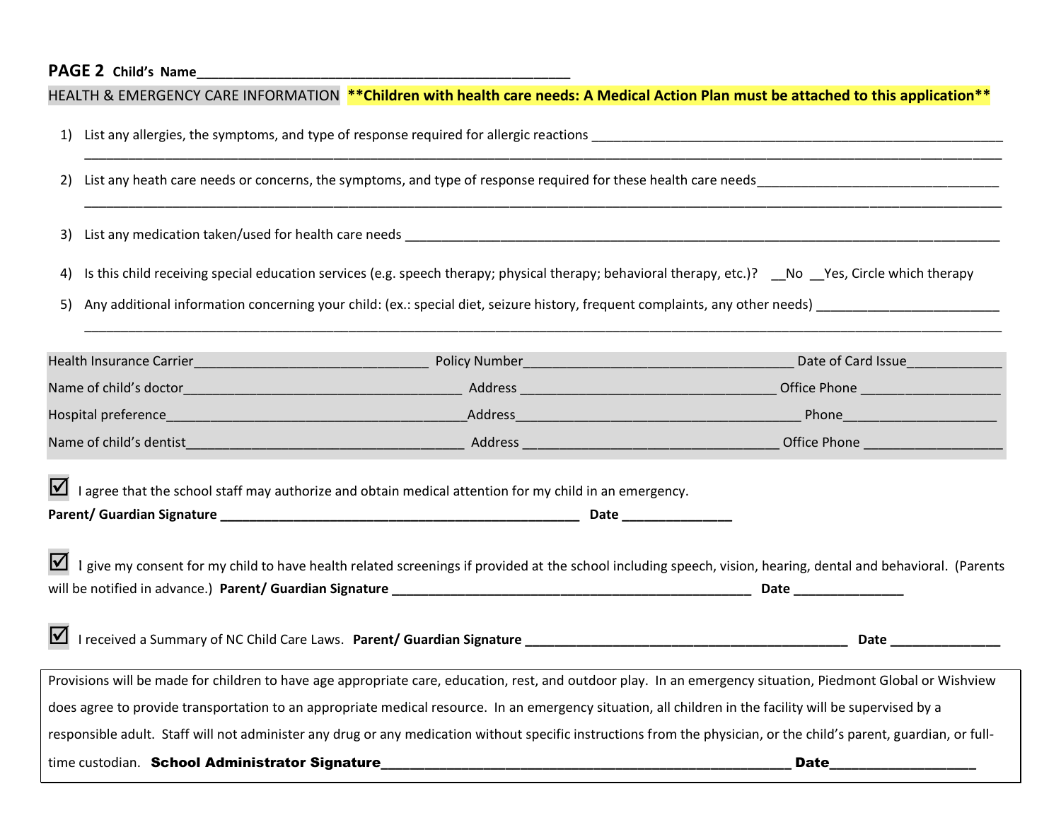**PAGE 2** **Child's Name**\_\_\_\_\_\_\_\_\_\_\_\_\_\_\_\_\_\_\_\_\_\_\_\_\_\_\_\_\_\_\_\_\_\_\_\_\_\_\_\_\_\_\_\_\_\_\_\_

HEALTH & EMERGENCY CARE INFORMATION **\*\*Children with health care needs: A Medical Action Plan must be attached to this application\*\***

1) List any allergies, the symptoms, and type of response required for allergic reactions \_\_\_\_\_\_\_\_\_\_\_\_\_\_\_\_\_\_\_\_\_\_\_\_\_\_\_\_\_\_\_\_\_\_\_\_\_\_\_\_\_\_\_\_\_\_\_\_\_\_\_\_\_\_\_\_
\_\_\_\_\_\_\_\_\_\_\_\_\_\_\_\_\_\_\_\_\_\_\_\_\_\_\_\_\_\_\_\_\_\_\_\_\_\_\_\_\_\_\_\_\_\_\_\_\_\_\_\_\_\_\_\_\_\_\_\_\_\_\_\_\_\_\_\_\_\_\_\_\_\_\_\_\_\_\_\_\_\_\_\_\_\_\_\_\_\_\_\_\_\_\_\_\_\_\_\_\_\_\_\_\_\_\_\_\_\_\_\_\_\_\_\_\_\_\_\_\_\_\_\_
2) List any heath care needs or concerns, the symptoms, and type of response required for these health care needs\_\_\_\_\_\_\_\_\_\_\_\_\_\_\_\_\_\_\_\_\_\_\_\_\_\_\_\_\_\_\_\_
\_\_\_\_\_\_\_\_\_\_\_\_\_\_\_\_\_\_\_\_\_\_\_\_\_\_\_\_\_\_\_\_\_\_\_\_\_\_\_\_\_\_\_\_\_\_\_\_\_\_\_\_\_\_\_\_\_\_\_\_\_\_\_\_\_\_\_\_\_\_\_\_\_\_\_\_\_\_\_\_\_\_\_\_\_\_\_\_\_\_\_\_\_\_\_\_\_\_\_\_\_\_\_\_\_\_\_\_\_\_\_\_\_\_\_\_\_\_\_\_\_\_\_\_
3) List any medication taken/used for health care needs \_\_\_\_\_\_\_\_\_\_\_\_\_\_\_\_\_\_\_\_\_\_\_\_\_\_\_\_\_\_\_\_\_\_\_\_\_\_\_\_\_\_\_\_\_\_\_\_\_\_\_\_\_\_\_\_\_\_\_\_\_\_\_\_\_\_\_\_\_\_\_\_\_\_\_\_\_\_
4) Is this child receiving special education services (e.g. speech therapy; physical therapy; behavioral therapy, etc.)? \_\_No \_\_Yes, Circle which therapy
5) Any additional information concerning your child: (ex.: special diet, seizure history, frequent complaints, any other needs) \_\_\_\_\_\_\_\_\_\_\_\_\_\_\_\_\_\_\_\_\_\_\_\_
\_\_\_\_\_\_\_\_\_\_\_\_\_\_\_\_\_\_\_\_\_\_\_\_\_\_\_\_\_\_\_\_\_\_\_\_\_\_\_\_\_\_\_\_\_\_\_\_\_\_\_\_\_\_\_\_\_\_\_\_\_\_\_\_\_\_\_\_\_\_\_\_\_\_\_\_\_\_\_\_\_\_\_\_\_\_\_\_\_\_\_\_\_\_\_\_\_\_\_\_\_\_\_\_\_\_\_\_\_\_\_\_\_\_\_\_\_\_\_\_\_\_\_\_

Health Insurance Carrier\_\_\_\_\_\_\_\_\_\_\_\_\_\_\_\_\_\_\_\_\_\_\_\_\_\_\_\_\_\_\_ Policy Number\_\_\_\_\_\_\_\_\_\_\_\_\_\_\_\_\_\_\_\_\_\_\_\_\_\_\_\_\_\_\_\_\_\_\_\_\_ Date of Card Issue\_\_\_\_\_\_\_\_\_\_\_\_

Name of child's doctor\_\_\_\_\_\_\_\_\_\_\_\_\_\_\_\_\_\_\_\_\_\_\_\_\_\_\_\_\_\_\_\_\_\_\_\_\_ Address \_\_\_\_\_\_\_\_\_\_\_\_\_\_\_\_\_\_\_\_\_\_\_\_\_\_\_\_\_\_\_\_\_\_ Office Phone \_\_\_\_\_\_\_\_\_\_\_\_\_\_\_\_\_\_

Hospital preference\_\_\_\_\_\_\_\_\_\_\_\_\_\_\_\_\_\_\_\_\_\_\_\_\_\_\_\_\_\_\_\_\_\_\_\_\_\_\_\_Address\_\_\_\_\_\_\_\_\_\_\_\_\_\_\_\_\_\_\_\_\_\_\_\_\_\_\_\_\_\_\_\_\_\_\_\_\_\_\_ Phone\_\_\_\_\_\_\_\_\_\_\_\_\_\_\_\_\_\_\_\_

Name of child's dentist\_\_\_\_\_\_\_\_\_\_\_\_\_\_\_\_\_\_\_\_\_\_\_\_\_\_\_\_\_\_\_\_\_\_\_\_\_\_ Address \_\_\_\_\_\_\_\_\_\_\_\_\_\_\_\_\_\_\_\_\_\_\_\_\_\_\_\_\_\_\_\_\_\_ Office Phone \_\_\_\_\_\_\_\_\_\_\_\_\_\_\_\_\_\_

☑ I agree that the school staff may authorize and obtain medical attention for my child in an emergency.
**Parent/ Guardian Signature** \_\_\_\_\_\_\_\_\_\_\_\_\_\_\_\_\_\_\_\_\_\_\_\_\_\_\_\_\_\_\_\_\_\_\_\_\_\_\_\_\_\_\_\_\_\_\_\_ **Date** \_\_\_\_\_\_\_\_\_\_\_\_\_\_

☑ I give my consent for my child to have health related screenings if provided at the school including speech, vision, hearing, dental and behavioral. (Parents will be notified in advance.) **Parent/ Guardian Signature** \_\_\_\_\_\_\_\_\_\_\_\_\_\_\_\_\_\_\_\_\_\_\_\_\_\_\_\_\_\_\_\_\_\_\_\_\_\_\_\_\_\_\_\_\_\_\_\_ **Date** \_\_\_\_\_\_\_\_\_\_\_\_\_\_

☑ I received a Summary of NC Child Care Laws. **Parent/ Guardian Signature** \_\_\_\_\_\_\_\_\_\_\_\_\_\_\_\_\_\_\_\_\_\_\_\_\_\_\_\_\_\_\_\_\_\_\_\_\_\_\_\_\_\_\_\_\_ **Date** \_\_\_\_\_\_\_\_\_\_\_\_\_\_

Provisions will be made for children to have age appropriate care, education, rest, and outdoor play. In an emergency situation, Piedmont Global or Wishview does agree to provide transportation to an appropriate medical resource. In an emergency situation, all children in the facility will be supervised by a responsible adult. Staff will not administer any drug or any medication without specific instructions from the physician, or the child's parent, guardian, or full-time custodian. **School Administrator Signature**\_\_\_\_\_\_\_\_\_\_\_\_\_\_\_\_\_\_\_\_\_\_\_\_\_\_\_\_\_\_\_\_\_\_\_\_\_\_\_\_\_\_\_\_\_\_\_\_\_\_\_\_ **Date**\_\_\_\_\_\_\_\_\_\_\_\_\_\_\_\_\_\_\_